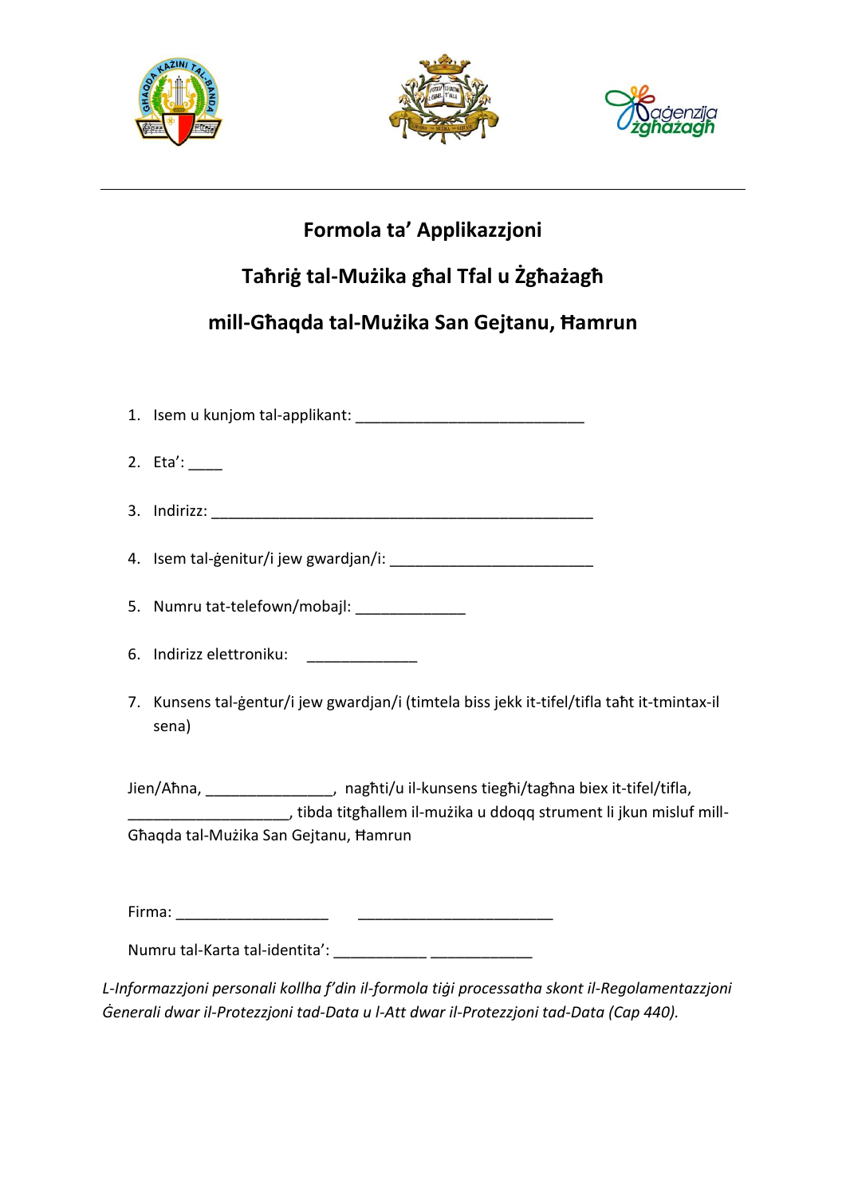# Formola ta' Applikazzjoni

## Taħriġ tal-Mużika għal Tfal u Żgħażagħ

## mill-Għaqda tal-Mużika San Gejtanu, Ħamrun

1. Isem u kunjom tal-applikant: ___________________________
2. Eta': ____
3. Indirizz: _____________________________________________
4. Isem tal-ġenitur/i jew gwardjan/i: ________________________
5. Numru tat-telefown/mobajl: _____________
6. Indirizz elettroniku: _____________
7. Kunsens tal-ġentur/i jew gwardjan/i (timtela biss jekk it-tifel/tifla taħt it-tmintax-il sena)

Jien/Aħna, _______________, nagħti/u il-kunsens tiegħi/tagħna biex it-tifel/tifla, ___________________, tibda titgħallem il-mużika u ddoqq strument li jkun misluf mill-Għaqda tal-Mużika San Gejtanu, Ħamrun

Firma: __________________ _______________________

Numru tal-Karta tal-identita': ___________ ____________

*L-Informazzjoni personali kollha f'din il-formola tiġi processatha skont il-Regolamentazzjoni Ġenerali dwar il-Protezzjoni tad-Data u l-Att dwar il-Protezzjoni tad-Data (Cap 440).*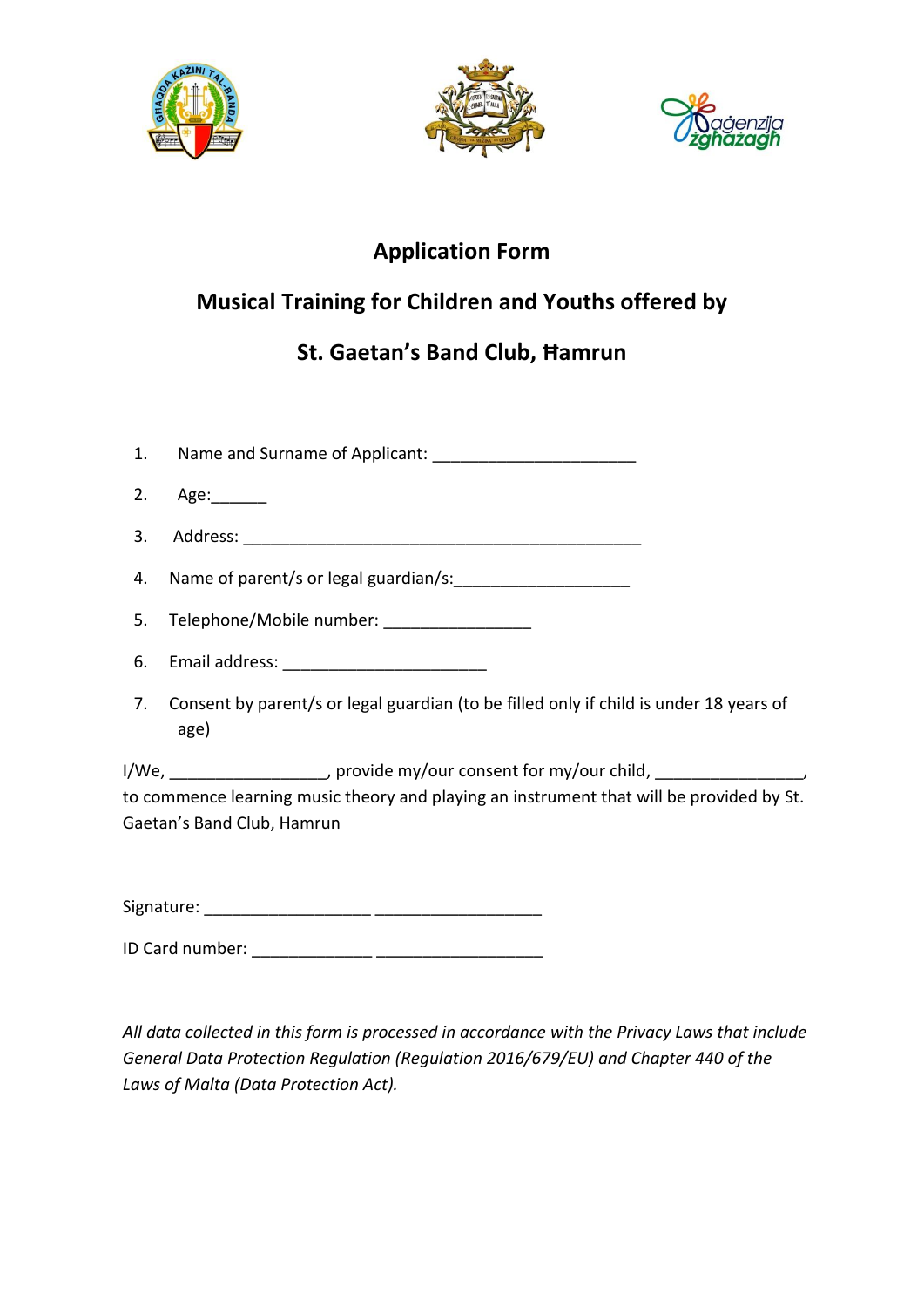## Application Form

## Musical Training for Children and Youths offered by

## St. Gaetan's Band Club, Ħamrun

1. Name and Surname of Applicant: ______________________
2. Age:______
3. Address: ___________________________________________
4. Name of parent/s or legal guardian/s:___________________
5. Telephone/Mobile number: ________________
6. Email address: ______________________
7. Consent by parent/s or legal guardian (to be filled only if child is under 18 years of age)

I/We, ________________, provide my/our consent for my/our child, ________________, to commence learning music theory and playing an instrument that will be provided by St. Gaetan's Band Club, Hamrun

Signature: __________________ __________________

ID Card number: _____________ __________________

*All data collected in this form is processed in accordance with the Privacy Laws that include General Data Protection Regulation (Regulation 2016/679/EU) and Chapter 440 of the Laws of Malta (Data Protection Act).*